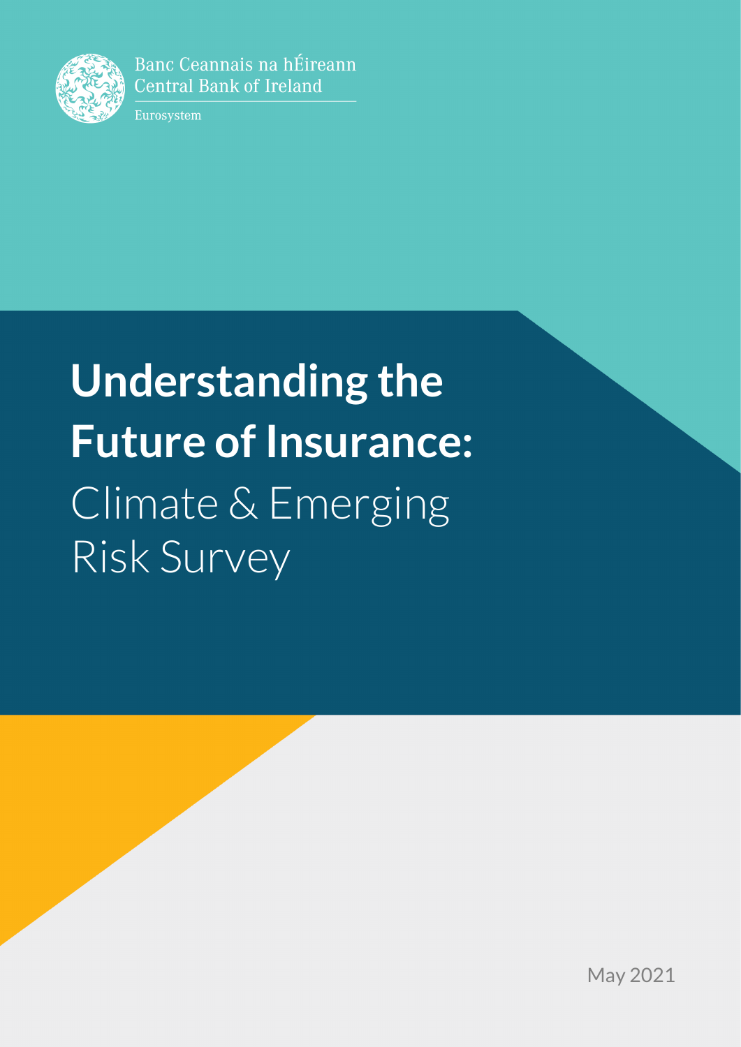Banc Ceannais na hÉireann
Central Bank of Ireland

Eurosystem

# Understanding the Future of Insurance: Climate & Emerging Risk Survey

May 2021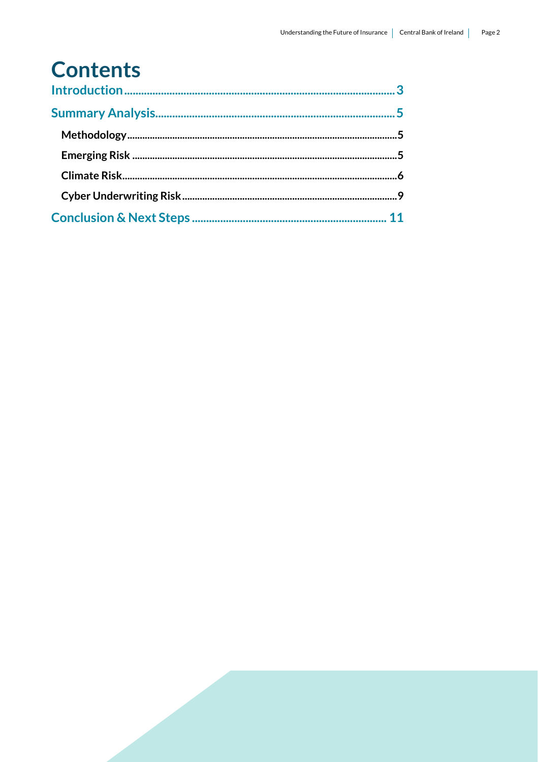# Contents

**Introduction** .......... 3

**Summary Analysis** .......... 5

- **Methodology** .......... 5
- **Emerging Risk** .......... 5
- **Climate Risk** .......... 6
- **Cyber Underwriting Risk** .......... 9

**Conclusion & Next Steps** .......... 11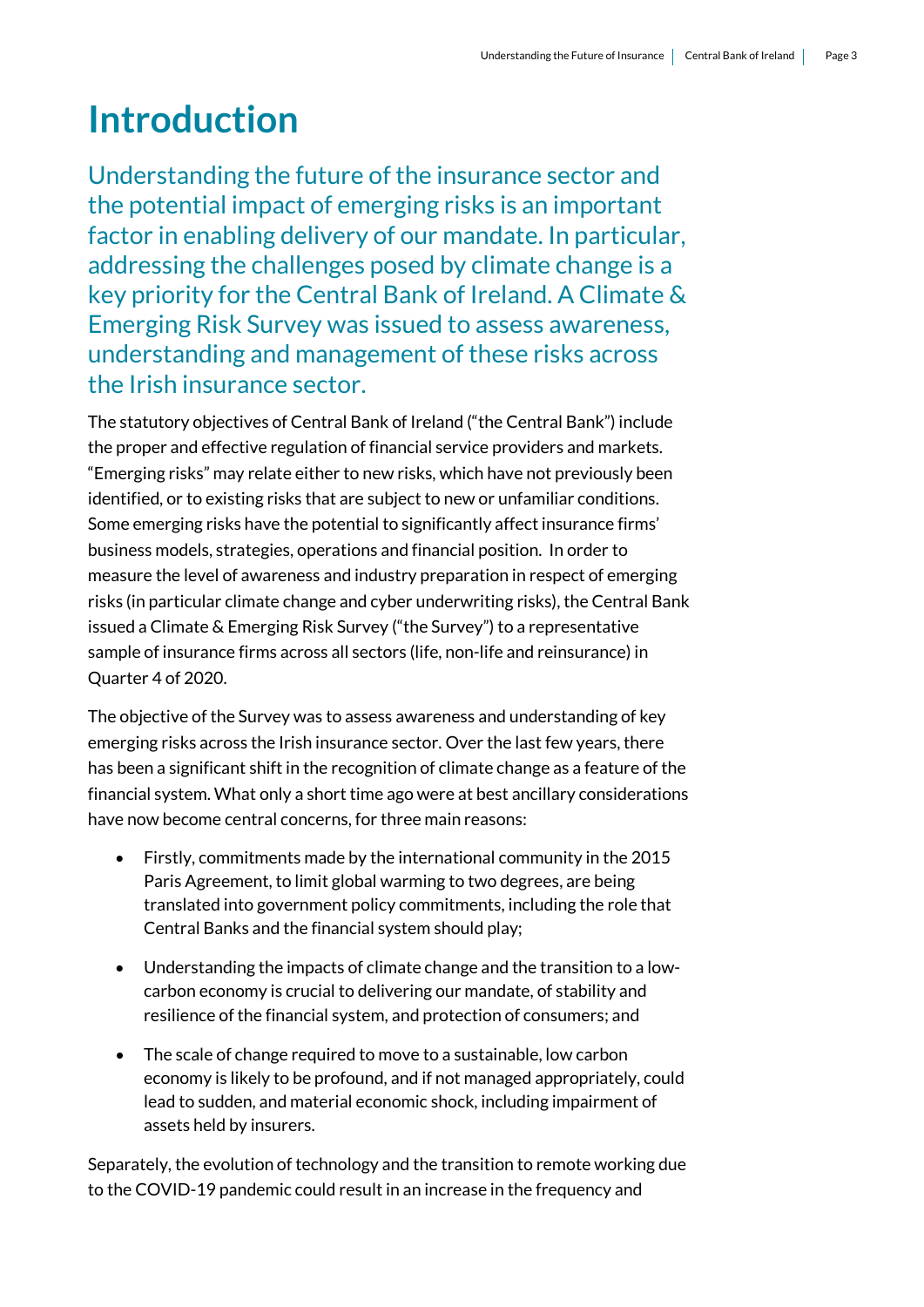# Introduction

Understanding the future of the insurance sector and the potential impact of emerging risks is an important factor in enabling delivery of our mandate. In particular, addressing the challenges posed by climate change is a key priority for the Central Bank of Ireland. A Climate & Emerging Risk Survey was issued to assess awareness, understanding and management of these risks across the Irish insurance sector.

The statutory objectives of Central Bank of Ireland ("the Central Bank") include the proper and effective regulation of financial service providers and markets. "Emerging risks" may relate either to new risks, which have not previously been identified, or to existing risks that are subject to new or unfamiliar conditions. Some emerging risks have the potential to significantly affect insurance firms' business models, strategies, operations and financial position. In order to measure the level of awareness and industry preparation in respect of emerging risks (in particular climate change and cyber underwriting risks), the Central Bank issued a Climate & Emerging Risk Survey ("the Survey") to a representative sample of insurance firms across all sectors (life, non-life and reinsurance) in Quarter 4 of 2020.

The objective of the Survey was to assess awareness and understanding of key emerging risks across the Irish insurance sector. Over the last few years, there has been a significant shift in the recognition of climate change as a feature of the financial system. What only a short time ago were at best ancillary considerations have now become central concerns, for three main reasons:

- Firstly, commitments made by the international community in the 2015 Paris Agreement, to limit global warming to two degrees, are being translated into government policy commitments, including the role that Central Banks and the financial system should play;
- Understanding the impacts of climate change and the transition to a low-carbon economy is crucial to delivering our mandate, of stability and resilience of the financial system, and protection of consumers; and
- The scale of change required to move to a sustainable, low carbon economy is likely to be profound, and if not managed appropriately, could lead to sudden, and material economic shock, including impairment of assets held by insurers.

Separately, the evolution of technology and the transition to remote working due to the COVID-19 pandemic could result in an increase in the frequency and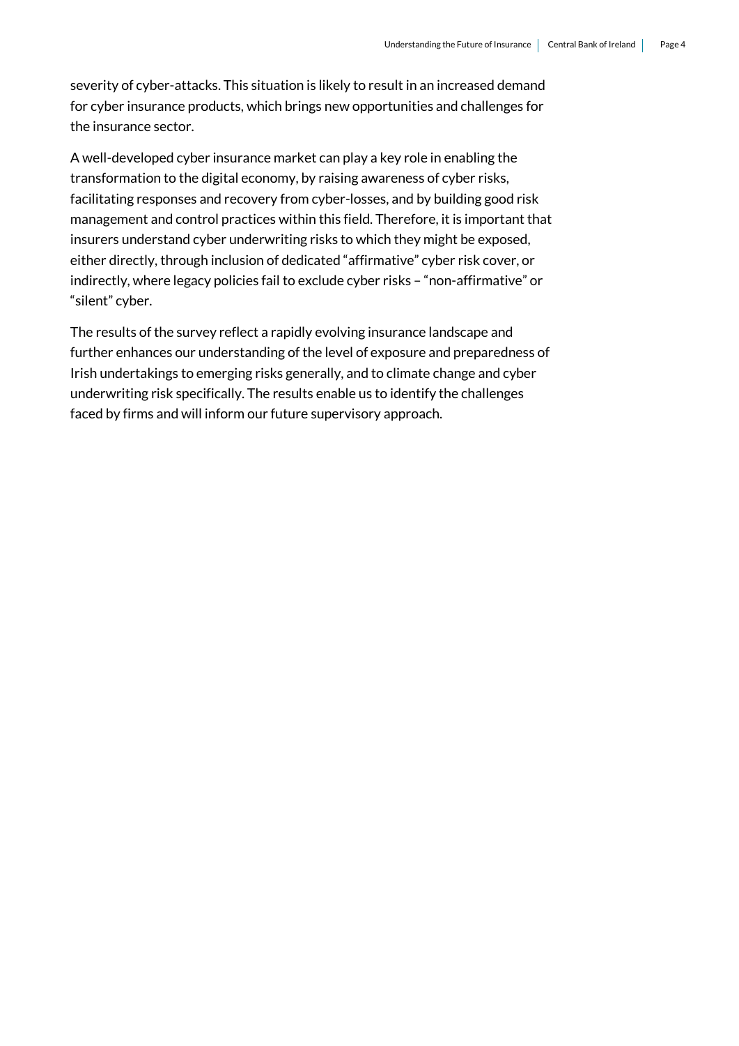severity of cyber-attacks. This situation is likely to result in an increased demand for cyber insurance products, which brings new opportunities and challenges for the insurance sector.

A well-developed cyber insurance market can play a key role in enabling the transformation to the digital economy, by raising awareness of cyber risks, facilitating responses and recovery from cyber-losses, and by building good risk management and control practices within this field. Therefore, it is important that insurers understand cyber underwriting risks to which they might be exposed, either directly, through inclusion of dedicated "affirmative" cyber risk cover, or indirectly, where legacy policies fail to exclude cyber risks – "non-affirmative" or "silent" cyber.

The results of the survey reflect a rapidly evolving insurance landscape and further enhances our understanding of the level of exposure and preparedness of Irish undertakings to emerging risks generally, and to climate change and cyber underwriting risk specifically. The results enable us to identify the challenges faced by firms and will inform our future supervisory approach.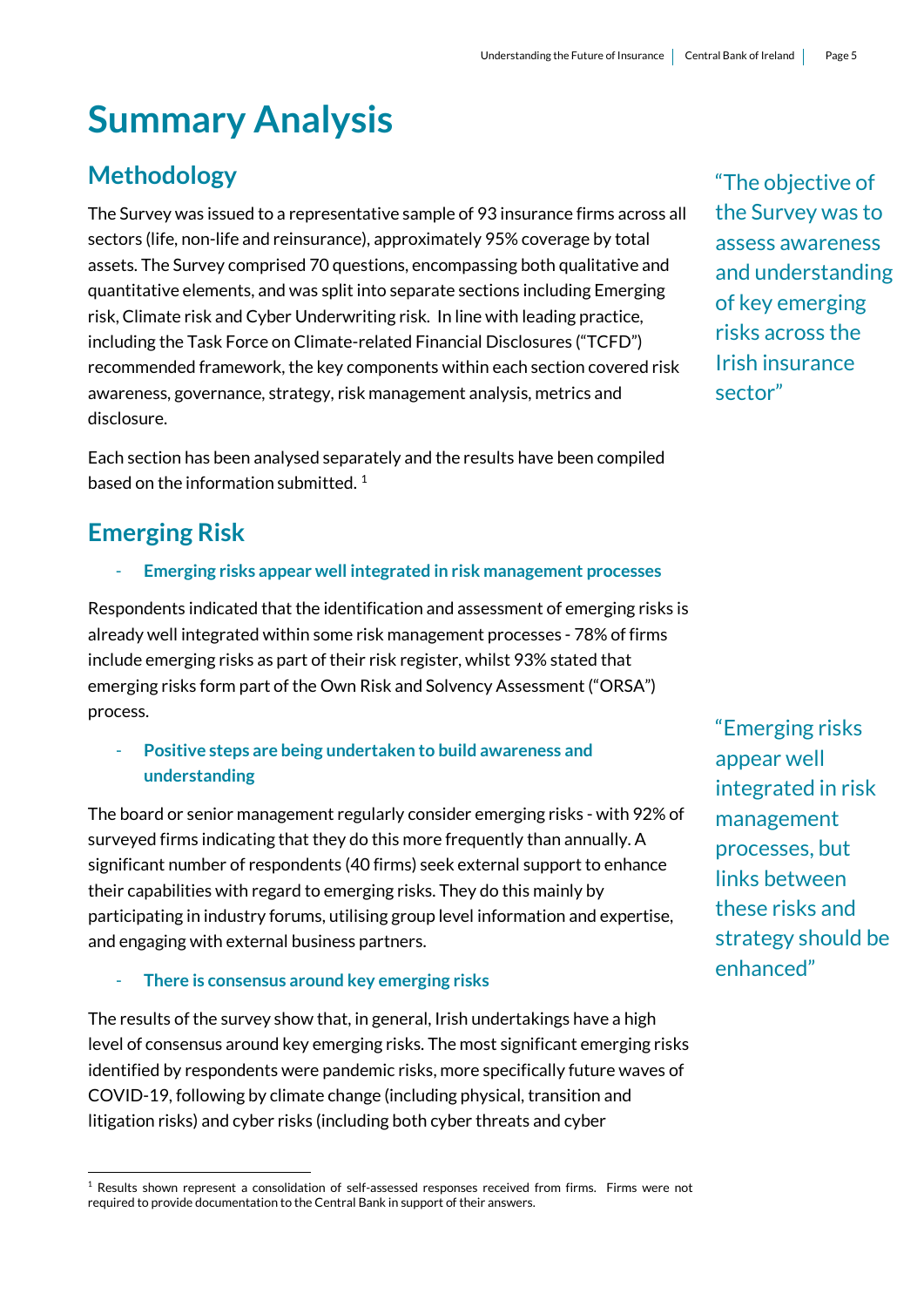# Summary Analysis

## Methodology

The Survey was issued to a representative sample of 93 insurance firms across all sectors (life, non-life and reinsurance), approximately 95% coverage by total assets. The Survey comprised 70 questions, encompassing both qualitative and quantitative elements, and was split into separate sections including Emerging risk, Climate risk and Cyber Underwriting risk. In line with leading practice, including the Task Force on Climate-related Financial Disclosures ("TCFD") recommended framework, the key components within each section covered risk awareness, governance, strategy, risk management analysis, metrics and disclosure.

"The objective of the Survey was to assess awareness and understanding of key emerging risks across the Irish insurance sector"

Each section has been analysed separately and the results have been compiled based on the information submitted. [1]

## Emerging Risk

- **Emerging risks appear well integrated in risk management processes**

Respondents indicated that the identification and assessment of emerging risks is already well integrated within some risk management processes - 78% of firms include emerging risks as part of their risk register, whilst 93% stated that emerging risks form part of the Own Risk and Solvency Assessment ("ORSA") process.

- **Positive steps are being undertaken to build awareness and understanding**

"Emerging risks appear well integrated in risk management processes, but links between these risks and strategy should be enhanced"

The board or senior management regularly consider emerging risks - with 92% of surveyed firms indicating that they do this more frequently than annually. A significant number of respondents (40 firms) seek external support to enhance their capabilities with regard to emerging risks. They do this mainly by participating in industry forums, utilising group level information and expertise, and engaging with external business partners.

- **There is consensus around key emerging risks**

The results of the survey show that, in general, Irish undertakings have a high level of consensus around key emerging risks. The most significant emerging risks identified by respondents were pandemic risks, more specifically future waves of COVID-19, following by climate change (including physical, transition and litigation risks) and cyber risks (including both cyber threats and cyber

[1] Results shown represent a consolidation of self-assessed responses received from firms. Firms were not required to provide documentation to the Central Bank in support of their answers.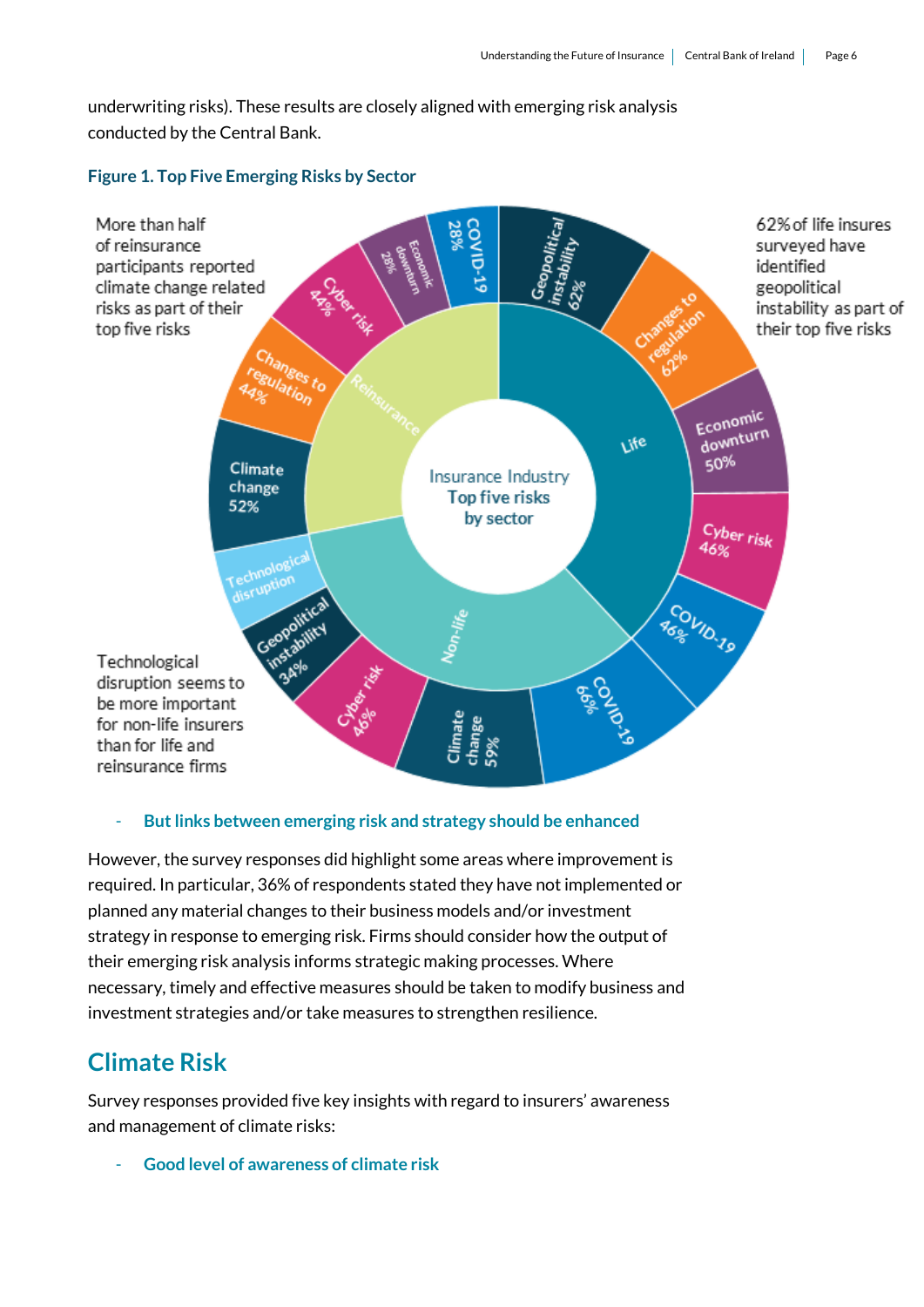underwriting risks). These results are closely aligned with emerging risk analysis conducted by the Central Bank.

**Figure 1. Top Five Emerging Risks by Sector**

More than half of reinsurance participants reported climate change related risks as part of their top five risks

62% of life insures surveyed have identified geopolitical instability as part of their top five risks

Technological disruption seems to be more important for non-life insurers than for life and reinsurance firms

Insurance Industry Top five risks by sector

Reinsurance

Life

Non-life

COVID-19 28%

Economic downturn 28%

Cyber risk 44%

Changes to regulation 44%

Climate change 52%

Geopolitical instability 62%

Changes to regulation 62%

Economic downturn 50%

Cyber risk 46%

COVID-19 46%

COVID-19 66%

Climate change 59%

Cyber risk 46%

Geopolitical instability 34%

Technological disruption

- **But links between emerging risk and strategy should be enhanced**

However, the survey responses did highlight some areas where improvement is required. In particular, 36% of respondents stated they have not implemented or planned any material changes to their business models and/or investment strategy in response to emerging risk. Firms should consider how the output of their emerging risk analysis informs strategic making processes. Where necessary, timely and effective measures should be taken to modify business and investment strategies and/or take measures to strengthen resilience.

## Climate Risk

Survey responses provided five key insights with regard to insurers' awareness and management of climate risks:

- **Good level of awareness of climate risk**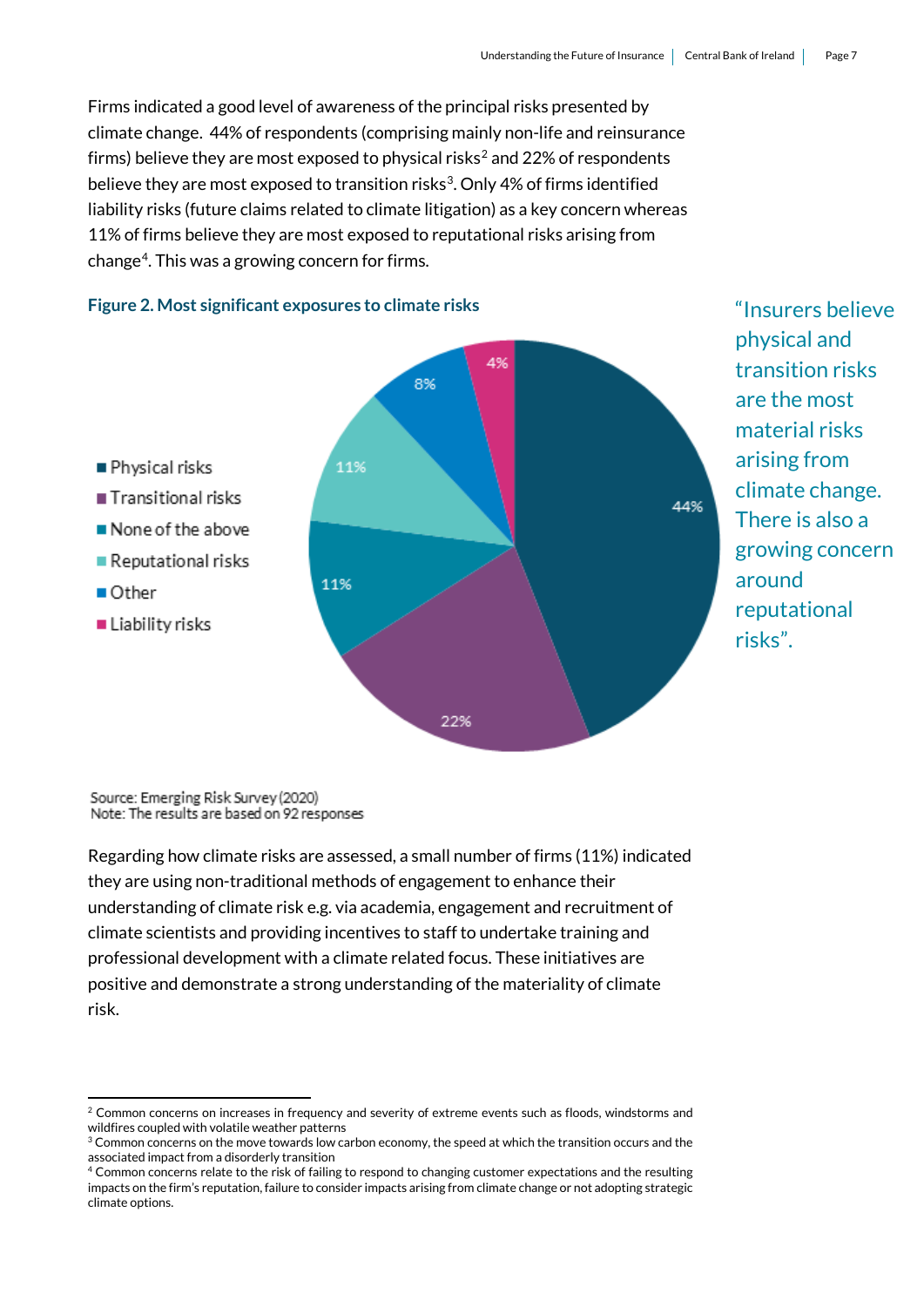Firms indicated a good level of awareness of the principal risks presented by climate change. 44% of respondents (comprising mainly non-life and reinsurance firms) believe they are most exposed to physical risks[2] and 22% of respondents believe they are most exposed to transition risks[3]. Only 4% of firms identified liability risks (future claims related to climate litigation) as a key concern whereas 11% of firms believe they are most exposed to reputational risks arising from change[4]. This was a growing concern for firms.

**Figure 2. Most significant exposures to climate risks**

Physical risks
Transitional risks
None of the above
Reputational risks
Other
Liability risks

44%
22%
11%
11%
8%
4%

Source: Emerging Risk Survey (2020)
Note: The results are based on 92 responses

> "Insurers believe physical and transition risks are the most material risks arising from climate change. There is also a growing concern around reputational risks".

Regarding how climate risks are assessed, a small number of firms (11%) indicated they are using non-traditional methods of engagement to enhance their understanding of climate risk e.g. via academia, engagement and recruitment of climate scientists and providing incentives to staff to undertake training and professional development with a climate related focus. These initiatives are positive and demonstrate a strong understanding of the materiality of climate risk.

---

[2] Common concerns on increases in frequency and severity of extreme events such as floods, windstorms and wildfires coupled with volatile weather patterns

[3] Common concerns on the move towards low carbon economy, the speed at which the transition occurs and the associated impact from a disorderly transition

[4] Common concerns relate to the risk of failing to respond to changing customer expectations and the resulting impacts on the firm's reputation, failure to consider impacts arising from climate change or not adopting strategic climate options.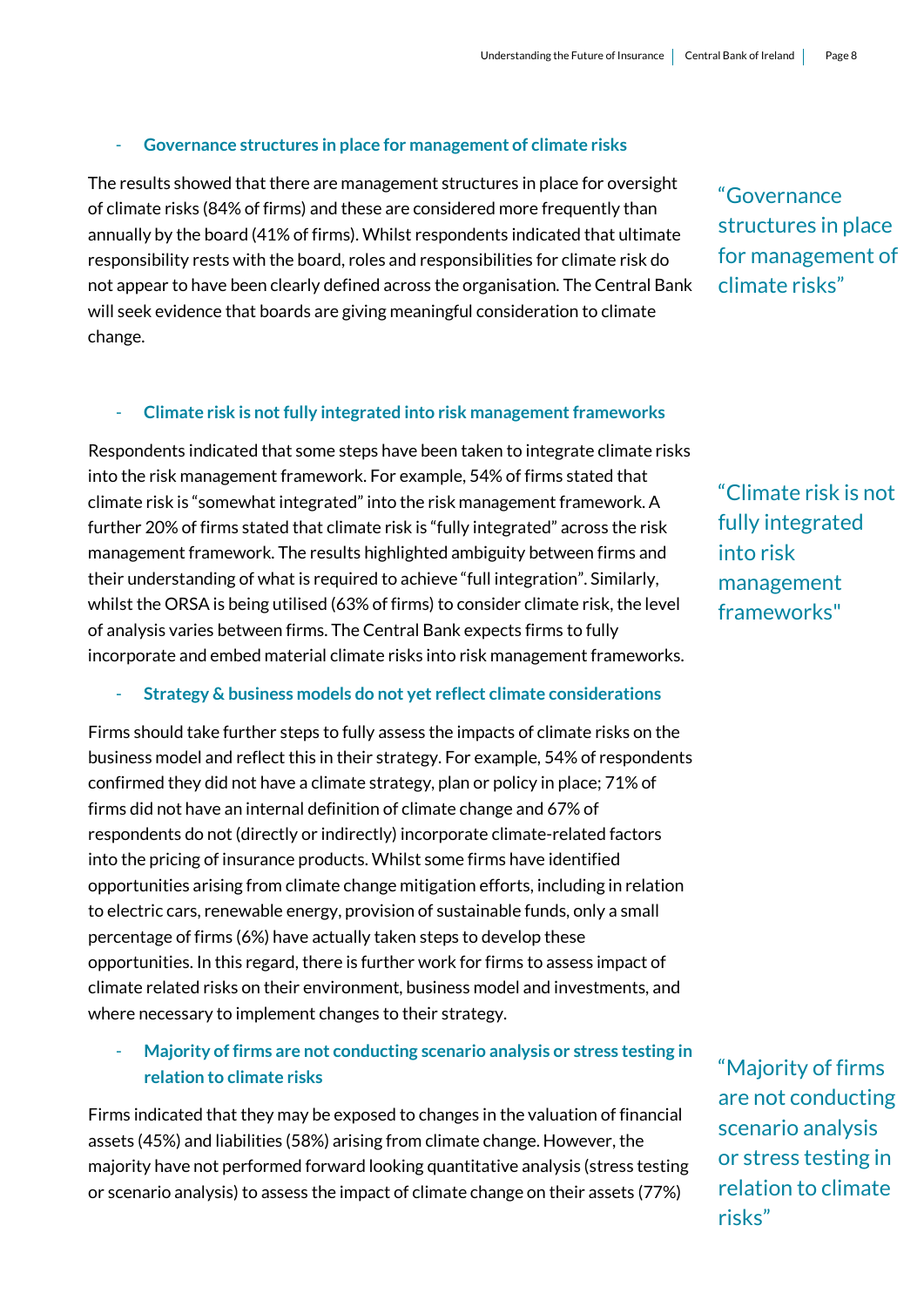- **Governance structures in place for management of climate risks**

The results showed that there are management structures in place for oversight of climate risks (84% of firms) and these are considered more frequently than annually by the board (41% of firms). Whilst respondents indicated that ultimate responsibility rests with the board, roles and responsibilities for climate risk do not appear to have been clearly defined across the organisation. The Central Bank will seek evidence that boards are giving meaningful consideration to climate change.

"Governance structures in place for management of climate risks"

- **Climate risk is not fully integrated into risk management frameworks**

Respondents indicated that some steps have been taken to integrate climate risks into the risk management framework. For example, 54% of firms stated that climate risk is "somewhat integrated" into the risk management framework. A further 20% of firms stated that climate risk is "fully integrated" across the risk management framework. The results highlighted ambiguity between firms and their understanding of what is required to achieve "full integration". Similarly, whilst the ORSA is being utilised (63% of firms) to consider climate risk, the level of analysis varies between firms. The Central Bank expects firms to fully incorporate and embed material climate risks into risk management frameworks.

"Climate risk is not fully integrated into risk management frameworks"

- **Strategy & business models do not yet reflect climate considerations**

Firms should take further steps to fully assess the impacts of climate risks on the business model and reflect this in their strategy. For example, 54% of respondents confirmed they did not have a climate strategy, plan or policy in place; 71% of firms did not have an internal definition of climate change and 67% of respondents do not (directly or indirectly) incorporate climate-related factors into the pricing of insurance products. Whilst some firms have identified opportunities arising from climate change mitigation efforts, including in relation to electric cars, renewable energy, provision of sustainable funds, only a small percentage of firms (6%) have actually taken steps to develop these opportunities. In this regard, there is further work for firms to assess impact of climate related risks on their environment, business model and investments, and where necessary to implement changes to their strategy.

- **Majority of firms are not conducting scenario analysis or stress testing in relation to climate risks**

Firms indicated that they may be exposed to changes in the valuation of financial assets (45%) and liabilities (58%) arising from climate change. However, the majority have not performed forward looking quantitative analysis (stress testing or scenario analysis) to assess the impact of climate change on their assets (77%)

"Majority of firms are not conducting scenario analysis or stress testing in relation to climate risks"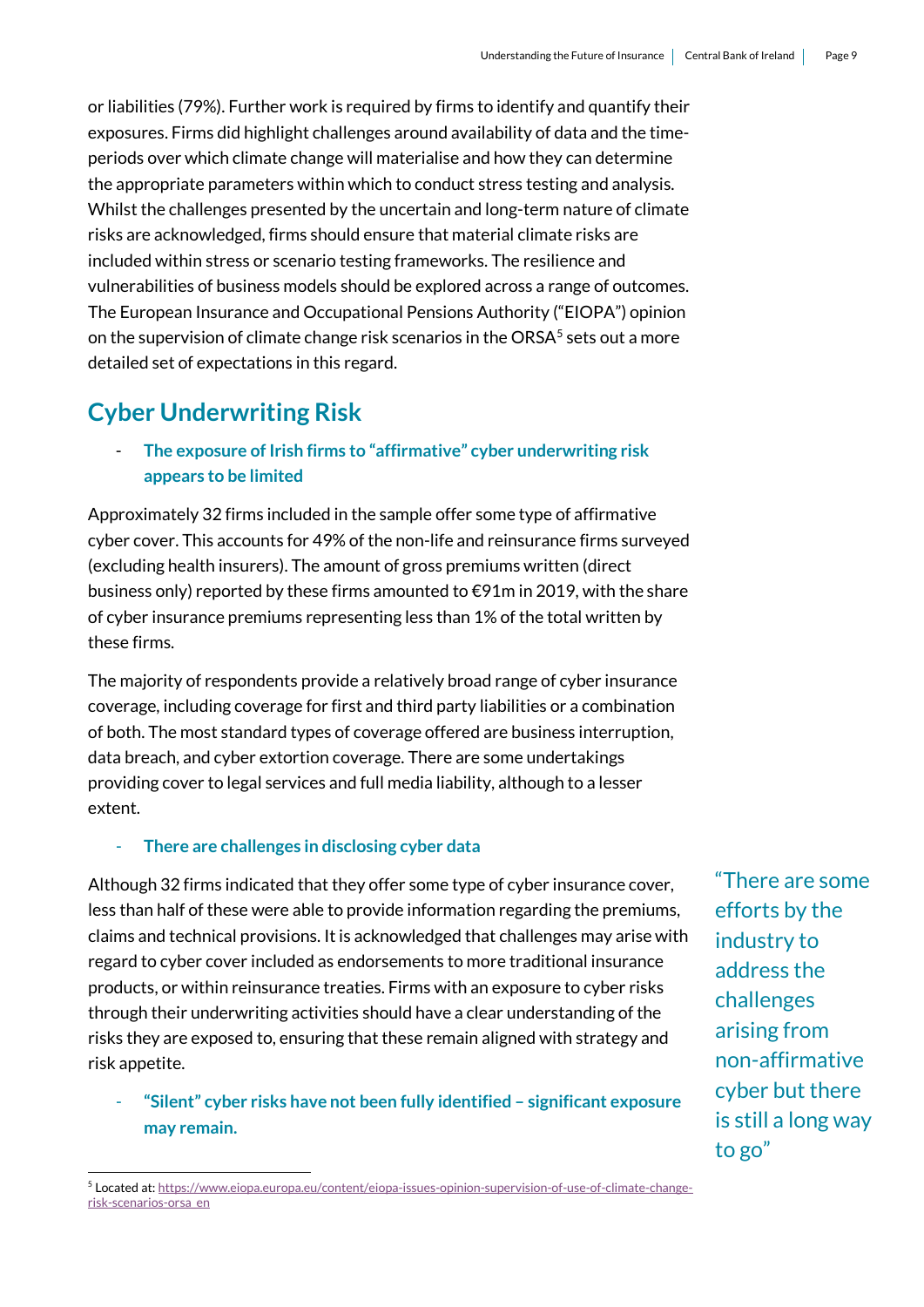or liabilities (79%). Further work is required by firms to identify and quantify their exposures. Firms did highlight challenges around availability of data and the time-periods over which climate change will materialise and how they can determine the appropriate parameters within which to conduct stress testing and analysis. Whilst the challenges presented by the uncertain and long-term nature of climate risks are acknowledged, firms should ensure that material climate risks are included within stress or scenario testing frameworks. The resilience and vulnerabilities of business models should be explored across a range of outcomes. The European Insurance and Occupational Pensions Authority ("EIOPA") opinion on the supervision of climate change risk scenarios in the ORSA[5] sets out a more detailed set of expectations in this regard.

## Cyber Underwriting Risk

- **The exposure of Irish firms to "affirmative" cyber underwriting risk appears to be limited**

Approximately 32 firms included in the sample offer some type of affirmative cyber cover. This accounts for 49% of the non-life and reinsurance firms surveyed (excluding health insurers). The amount of gross premiums written (direct business only) reported by these firms amounted to €91m in 2019, with the share of cyber insurance premiums representing less than 1% of the total written by these firms.

The majority of respondents provide a relatively broad range of cyber insurance coverage, including coverage for first and third party liabilities or a combination of both. The most standard types of coverage offered are business interruption, data breach, and cyber extortion coverage. There are some undertakings providing cover to legal services and full media liability, although to a lesser extent.

- **There are challenges in disclosing cyber data**

Although 32 firms indicated that they offer some type of cyber insurance cover, less than half of these were able to provide information regarding the premiums, claims and technical provisions. It is acknowledged that challenges may arise with regard to cyber cover included as endorsements to more traditional insurance products, or within reinsurance treaties. Firms with an exposure to cyber risks through their underwriting activities should have a clear understanding of the risks they are exposed to, ensuring that these remain aligned with strategy and risk appetite.

> "There are some efforts by the industry to address the challenges arising from non-affirmative cyber but there is still a long way to go"

- **"Silent" cyber risks have not been fully identified – significant exposure may remain.**

[5] Located at: https://www.eiopa.europa.eu/content/eiopa-issues-opinion-supervision-of-use-of-climate-change-risk-scenarios-orsa_en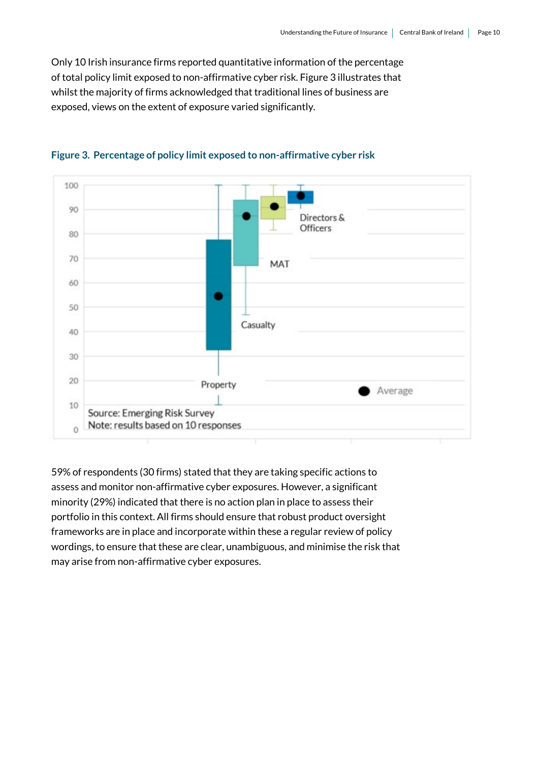Only 10 Irish insurance firms reported quantitative information of the percentage of total policy limit exposed to non-affirmative cyber risk. Figure 3 illustrates that whilst the majority of firms acknowledged that traditional lines of business are exposed, views on the extent of exposure varied significantly.

**Figure 3. Percentage of policy limit exposed to non-affirmative cyber risk**

100
90
80
70
60
50
40
30
20
10
0

Property
Casualty
MAT
Directors & Officers
Average

Source: Emerging Risk Survey
Note: results based on 10 responses

59% of respondents (30 firms) stated that they are taking specific actions to assess and monitor non-affirmative cyber exposures. However, a significant minority (29%) indicated that there is no action plan in place to assess their portfolio in this context. All firms should ensure that robust product oversight frameworks are in place and incorporate within these a regular review of policy wordings, to ensure that these are clear, unambiguous, and minimise the risk that may arise from non-affirmative cyber exposures.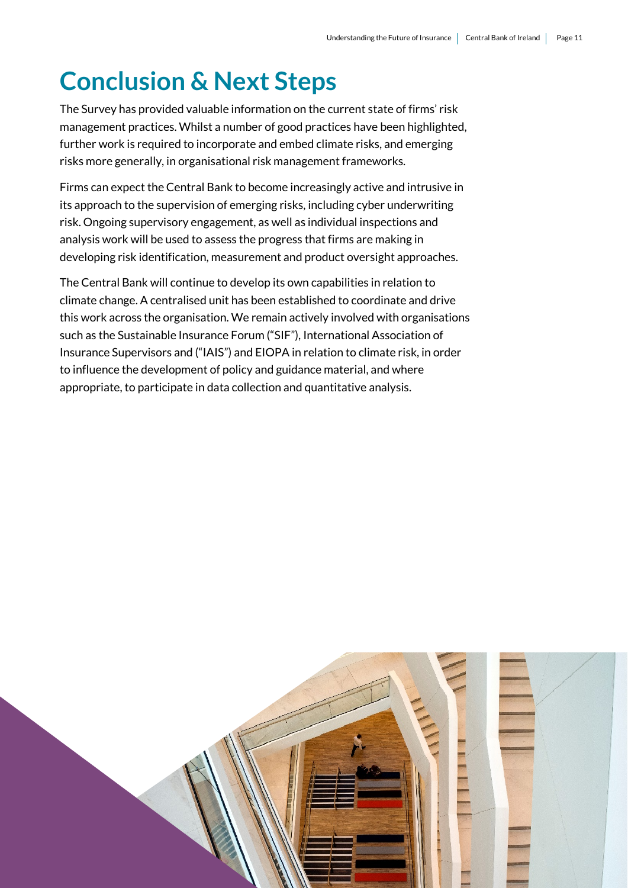# Conclusion & Next Steps

The Survey has provided valuable information on the current state of firms' risk management practices. Whilst a number of good practices have been highlighted, further work is required to incorporate and embed climate risks, and emerging risks more generally, in organisational risk management frameworks.

Firms can expect the Central Bank to become increasingly active and intrusive in its approach to the supervision of emerging risks, including cyber underwriting risk. Ongoing supervisory engagement, as well as individual inspections and analysis work will be used to assess the progress that firms are making in developing risk identification, measurement and product oversight approaches.

The Central Bank will continue to develop its own capabilities in relation to climate change. A centralised unit has been established to coordinate and drive this work across the organisation. We remain actively involved with organisations such as the Sustainable Insurance Forum ("SIF"), International Association of Insurance Supervisors and ("IAIS") and EIOPA in relation to climate risk, in order to influence the development of policy and guidance material, and where appropriate, to participate in data collection and quantitative analysis.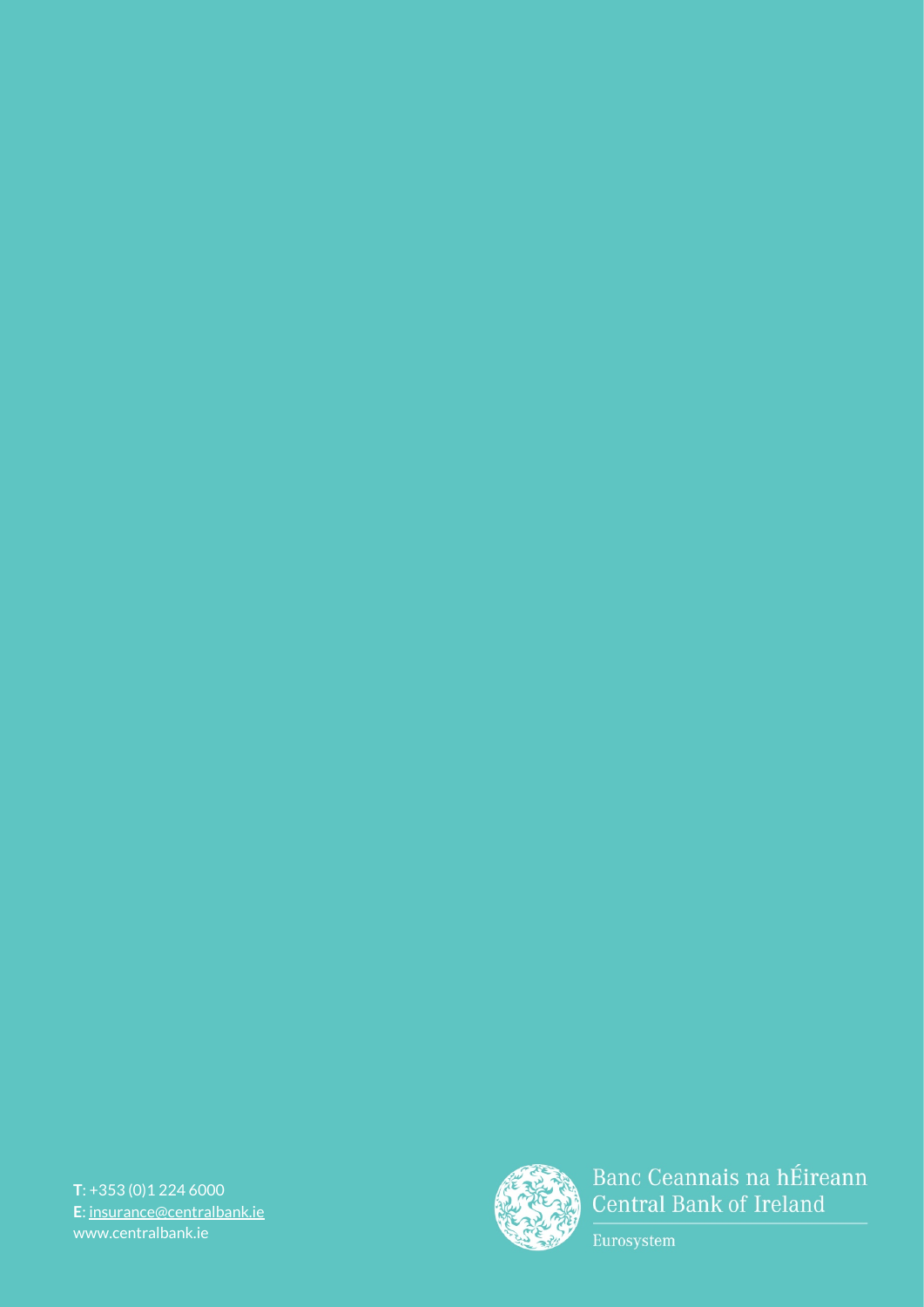**T**: +353 (0)1 224 6000
**E**: insurance@centralbank.ie
www.centralbank.ie

Banc Ceannais na hÉireann
Central Bank of Ireland

Eurosystem